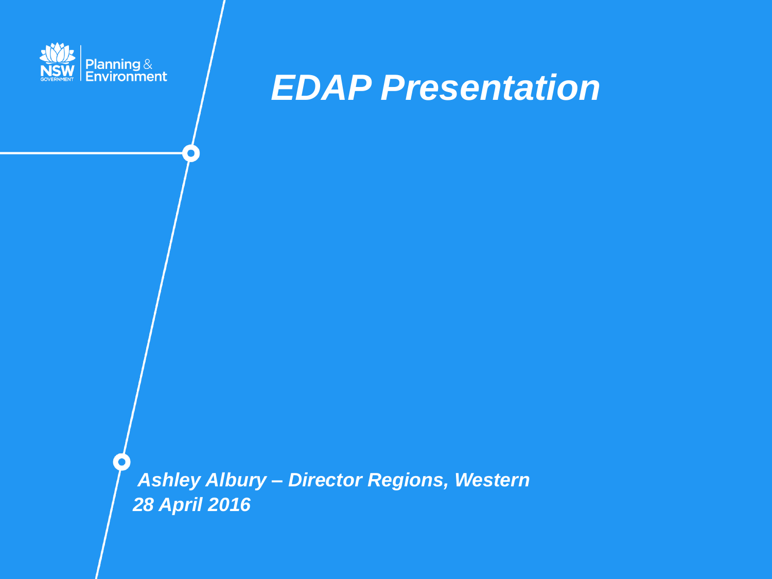NSW Government Planning & Environment

# *EDAP Presentation*

***Ashley Albury – Director Regions, Western***
***28 April 2016***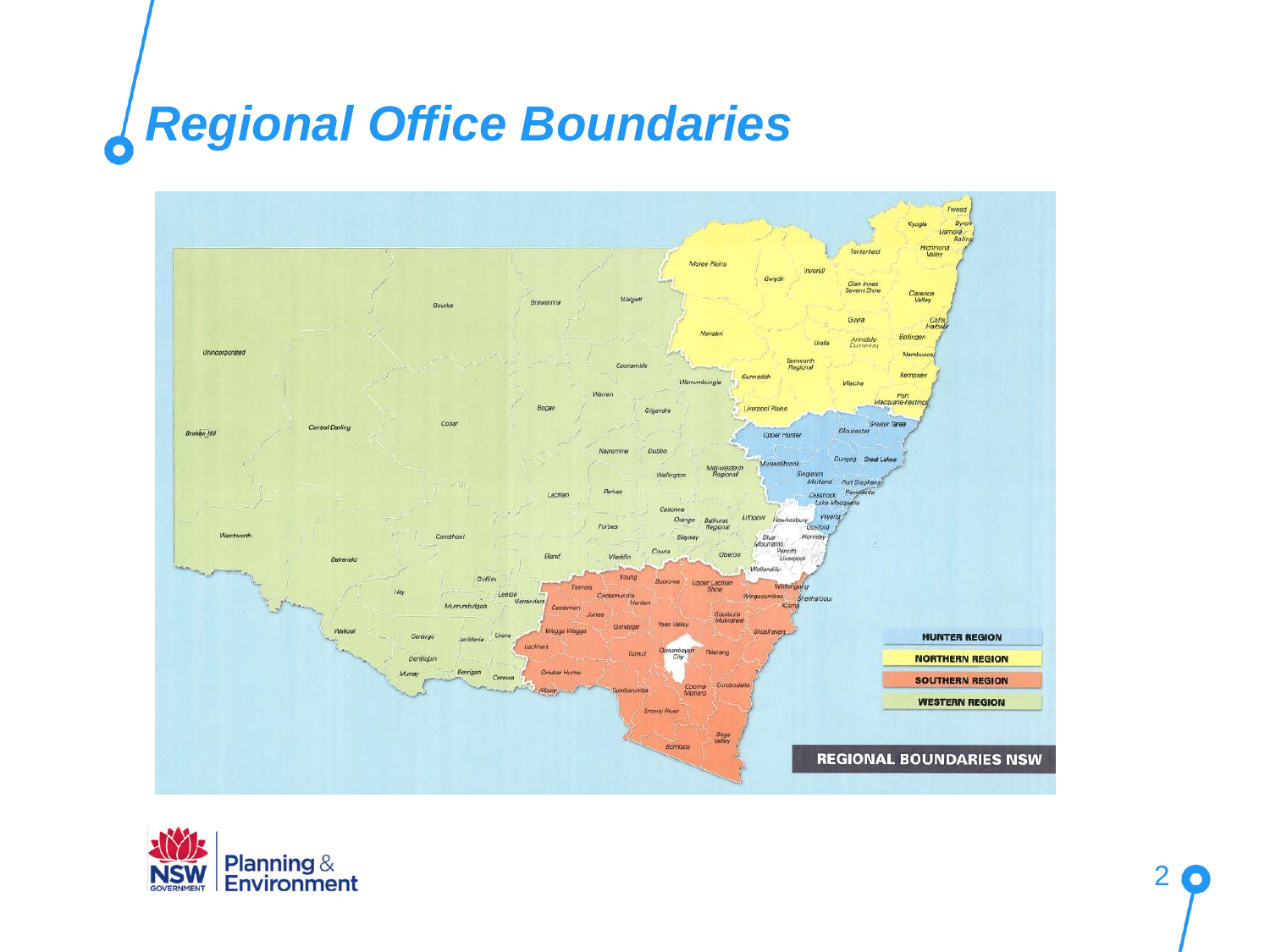# Regional Office Boundaries

REGIONAL BOUNDARIES NSW

- HUNTER REGION
- NORTHERN REGION
- SOUTHERN REGION
- WESTERN REGION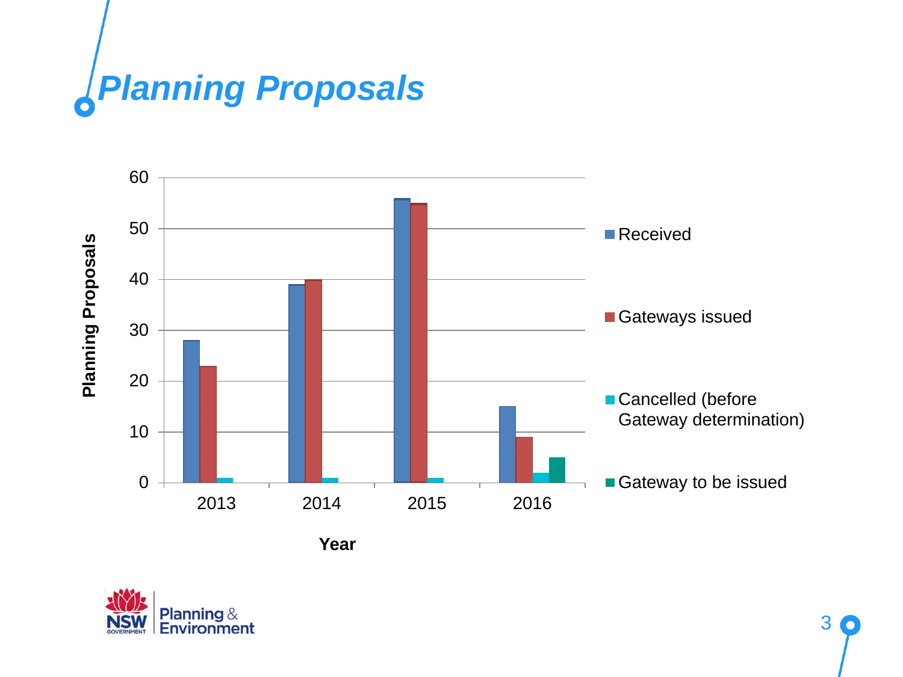# Planning Proposals

| Year | Received | Gateways issued | Cancelled (before Gateway determination) | Gateway to be issued |
|---|---|---|---|---|
| 2013 | 28 | 23 | 1 | |
| 2014 | 39 | 40 | 1 | |
| 2015 | 56 | 55 | 1 | |
| 2016 | 15 | 9 | 2 | 5 |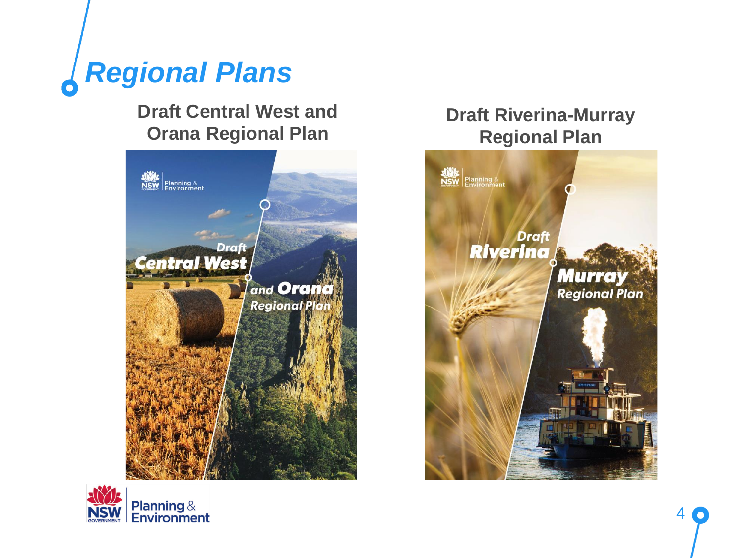# Regional Plans

**Draft Central West and Orana Regional Plan**

**Draft Riverina-Murray Regional Plan**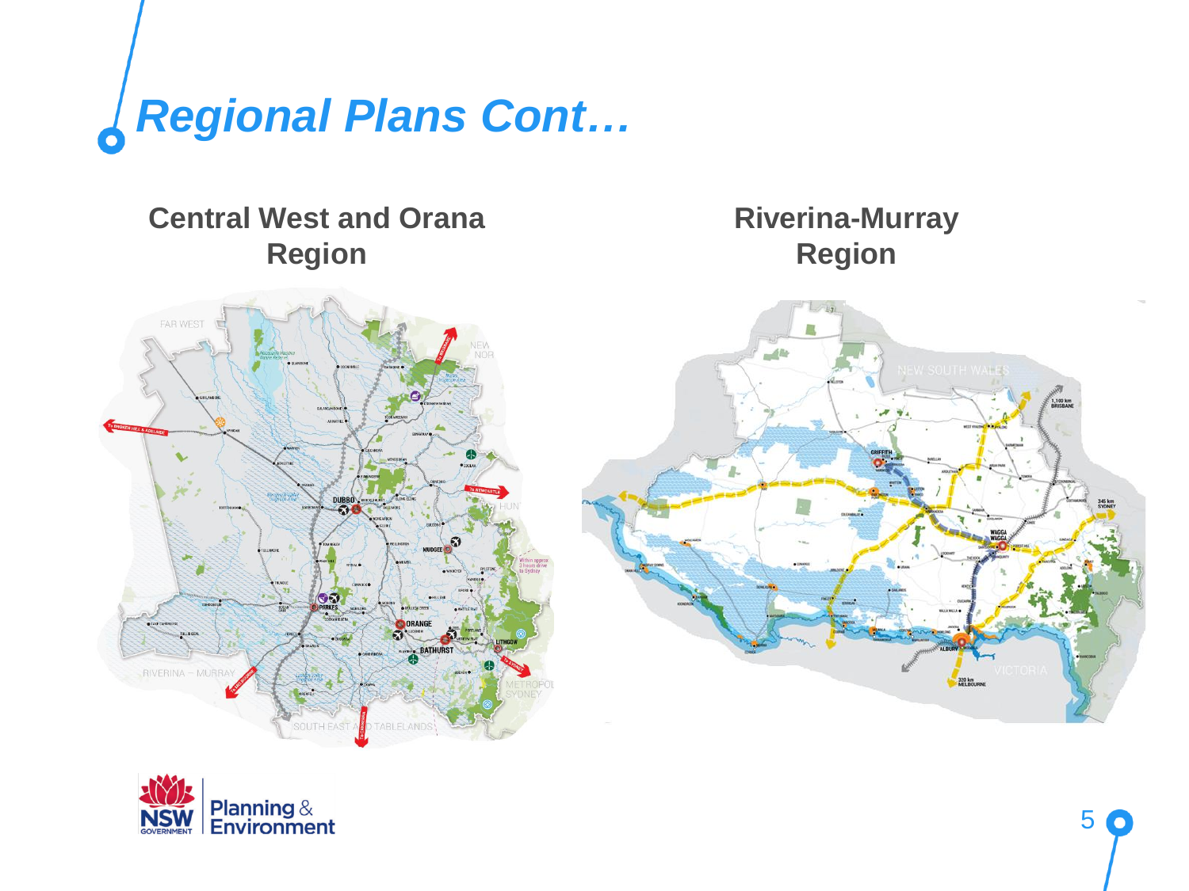# Regional Plans Cont…

## Central West and Orana Region

## Riverina-Murray Region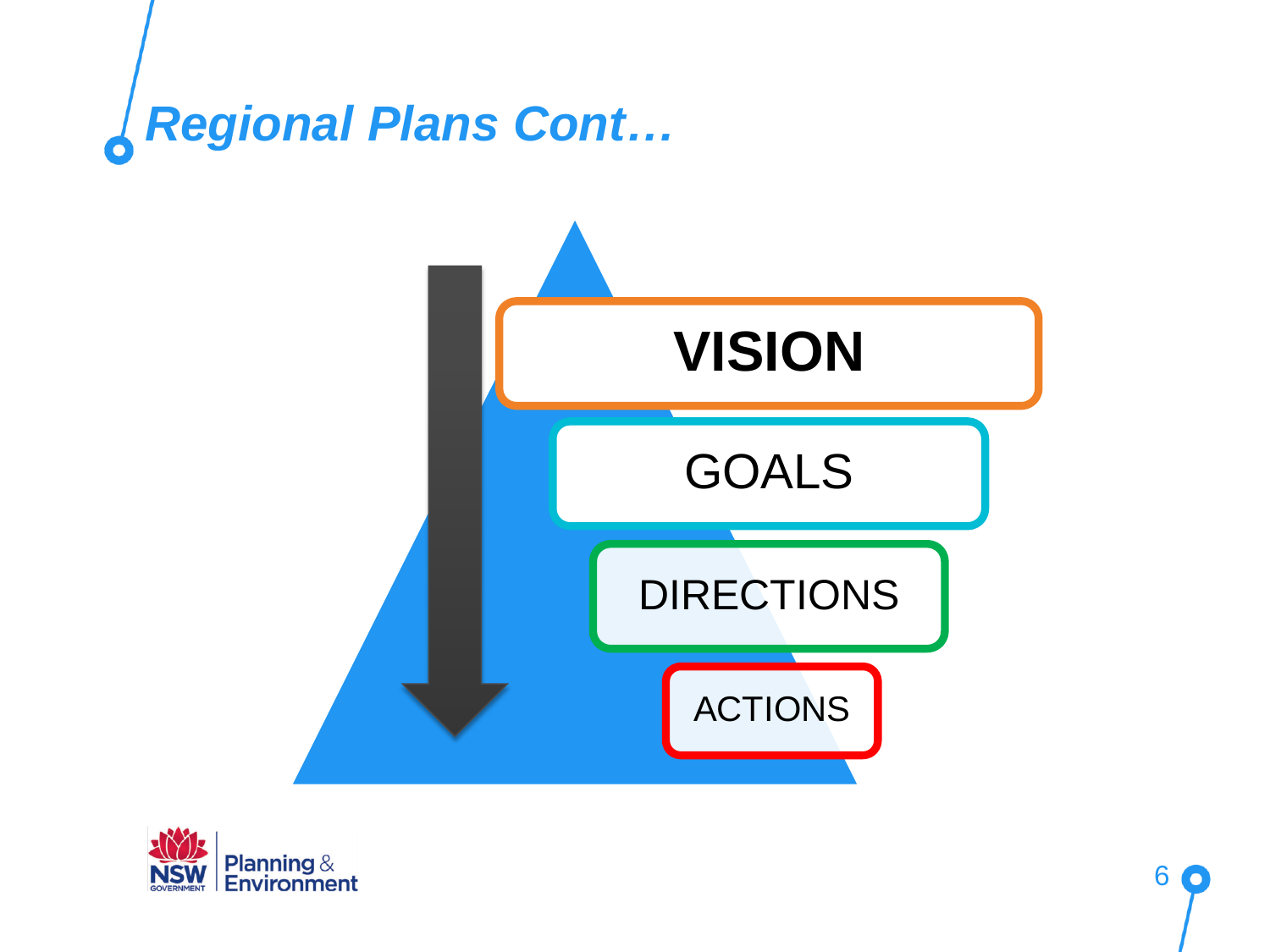# *Regional Plans Cont…*

**VISION**

GOALS

DIRECTIONS

ACTIONS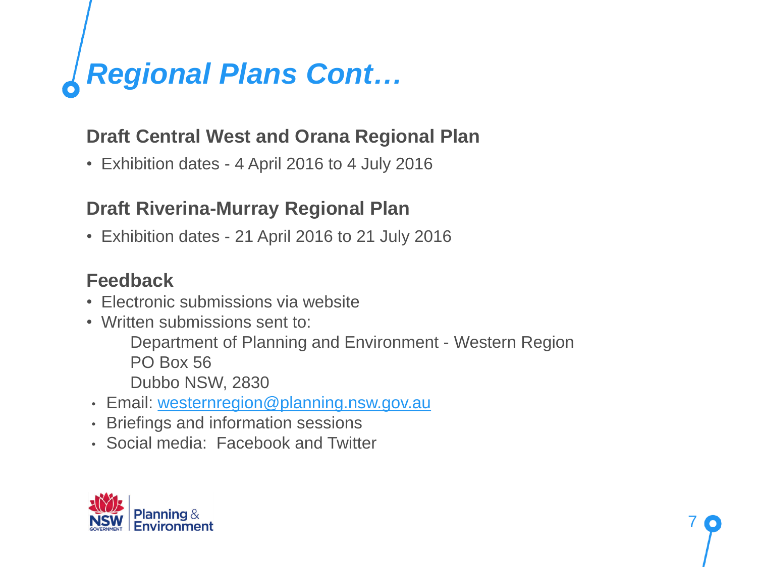# *Regional Plans Cont…*

### Draft Central West and Orana Regional Plan

- Exhibition dates - 4 April 2016 to 4 July 2016

### Draft Riverina-Murray Regional Plan

- Exhibition dates - 21 April 2016 to 21 July 2016

### Feedback

- Electronic submissions via website
- Written submissions sent to:

  Department of Planning and Environment - Western Region
  PO Box 56
  Dubbo NSW, 2830
- Email: westernregion@planning.nsw.gov.au
- Briefings and information sessions
- Social media: Facebook and Twitter

NSW GOVERNMENT | Planning & Environment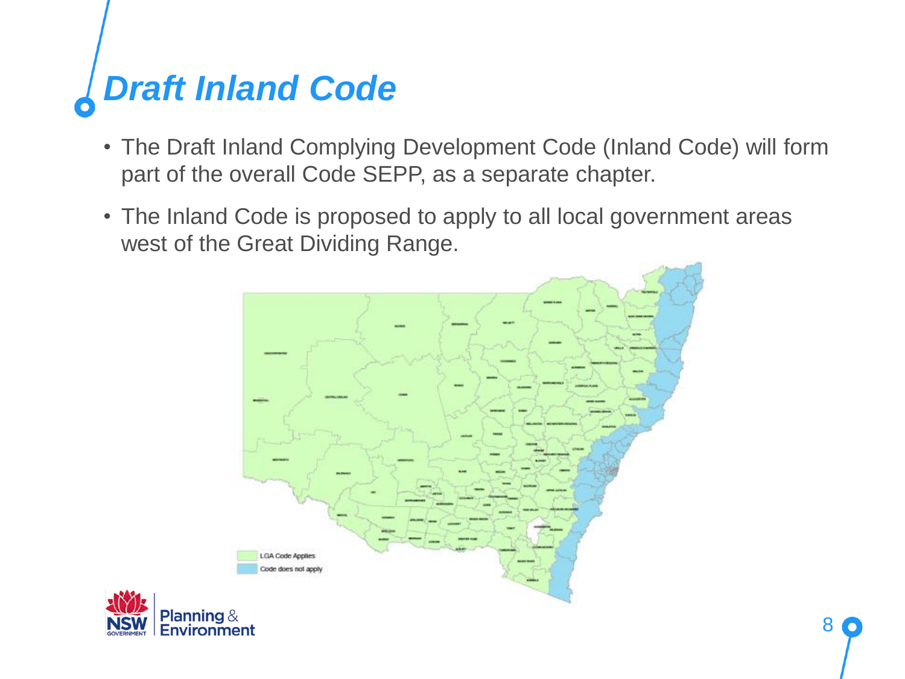# Draft Inland Code

- The Draft Inland Complying Development Code (Inland Code) will form part of the overall Code SEPP, as a separate chapter.
- The Inland Code is proposed to apply to all local government areas west of the Great Dividing Range.

LGA Code Applies

Code does not apply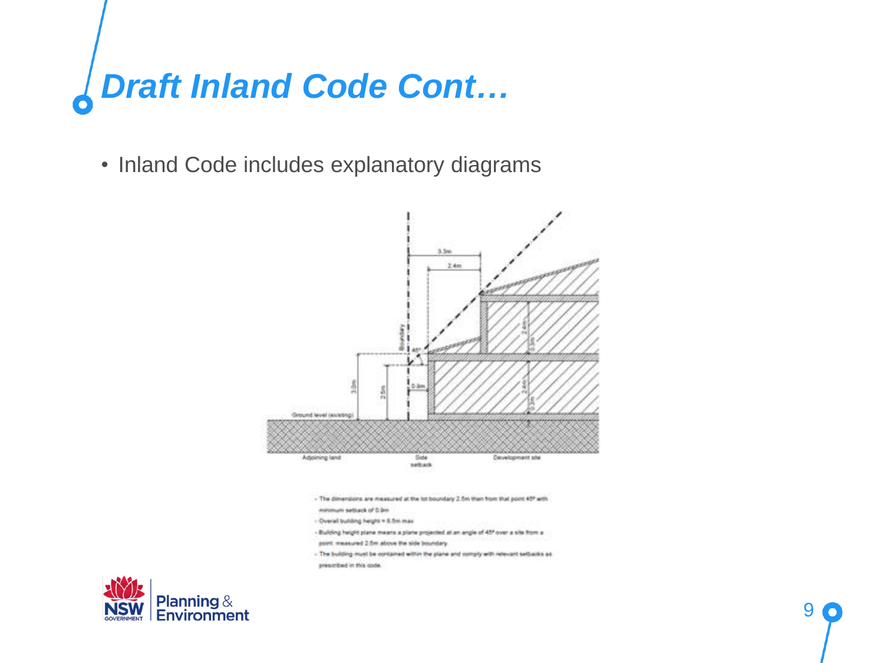# Draft Inland Code Cont…

- Inland Code includes explanatory diagrams

- The dimensions are measured at the lot boundary 2.5m then from that point 45° with minimum setback of 0.9m
- Overall building height = 8.5m max
- Building height plane means a plane projected at an angle of 45° over a site from a point measured 2.5m above the side boundary
- The building must be contained within the plane and comply with relevant setbacks as prescribed in this code.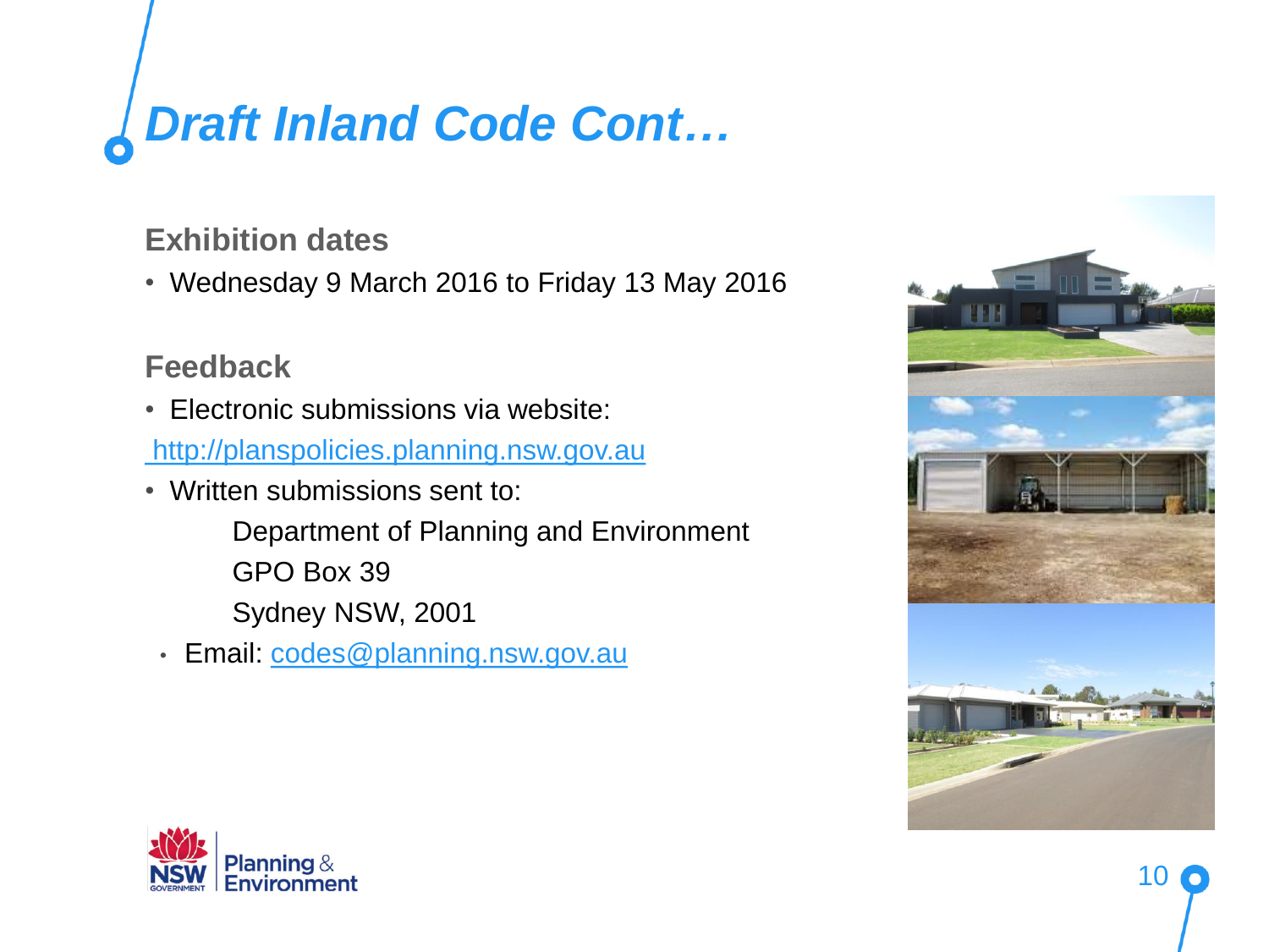# *Draft Inland Code Cont…*

## Exhibition dates

- Wednesday 9 March 2016 to Friday 13 May 2016

## Feedback

- Electronic submissions via website:

  http://planspolicies.planning.nsw.gov.au

- Written submissions sent to:

  Department of Planning and Environment

  GPO Box 39

  Sydney NSW, 2001

- Email: codes@planning.nsw.gov.au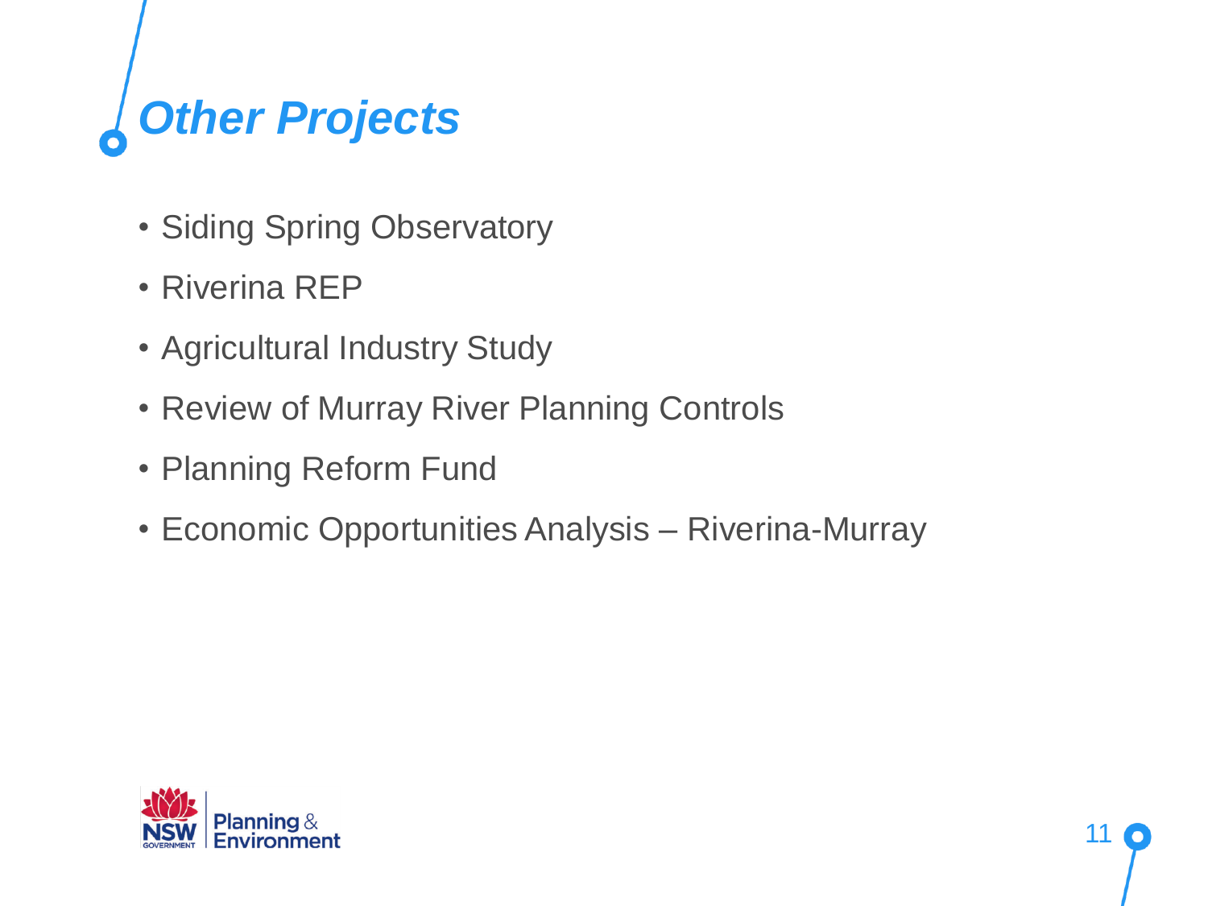# *Other Projects*

- Siding Spring Observatory
- Riverina REP
- Agricultural Industry Study
- Review of Murray River Planning Controls
- Planning Reform Fund
- Economic Opportunities Analysis – Riverina-Murray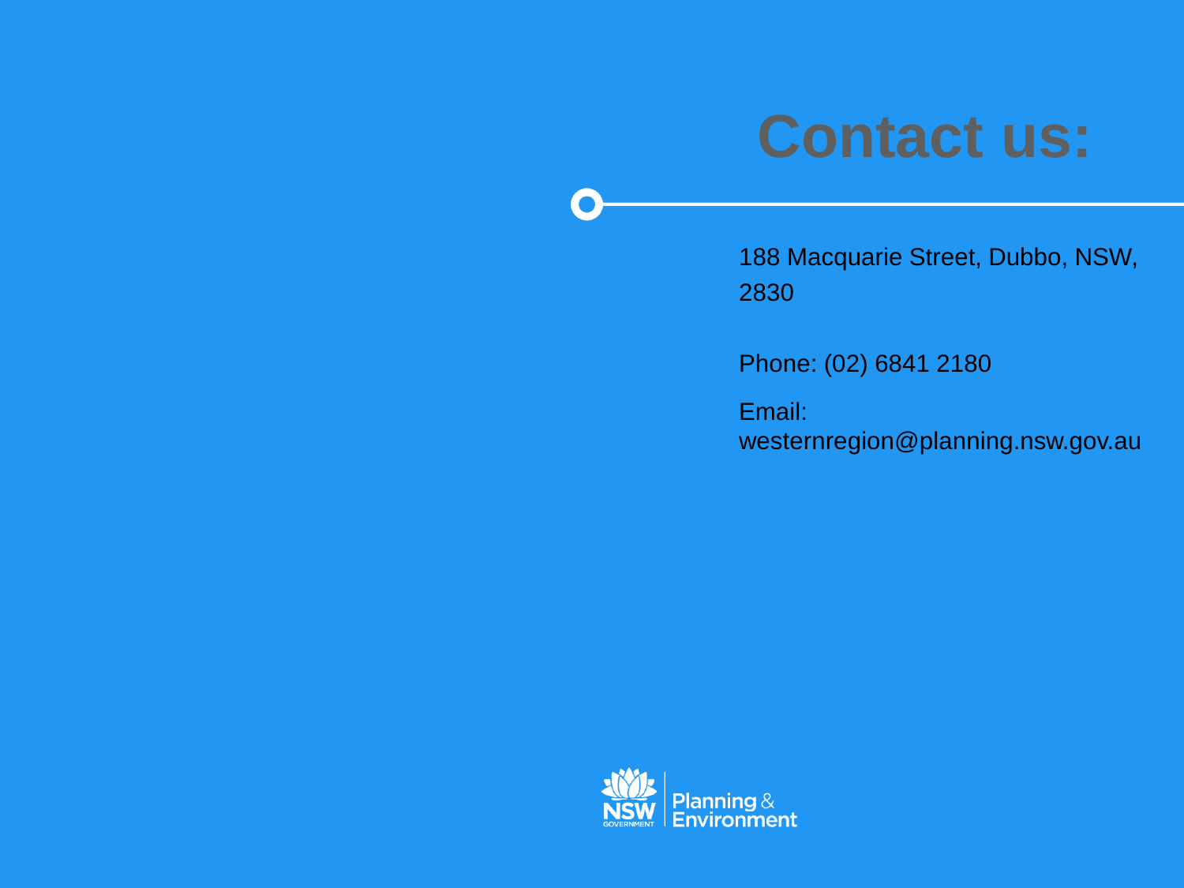# Contact us:

188 Macquarie Street, Dubbo, NSW, 2830

Phone: (02) 6841 2180

Email: westernregion@planning.nsw.gov.au

NSW GOVERNMENT Planning & Environment